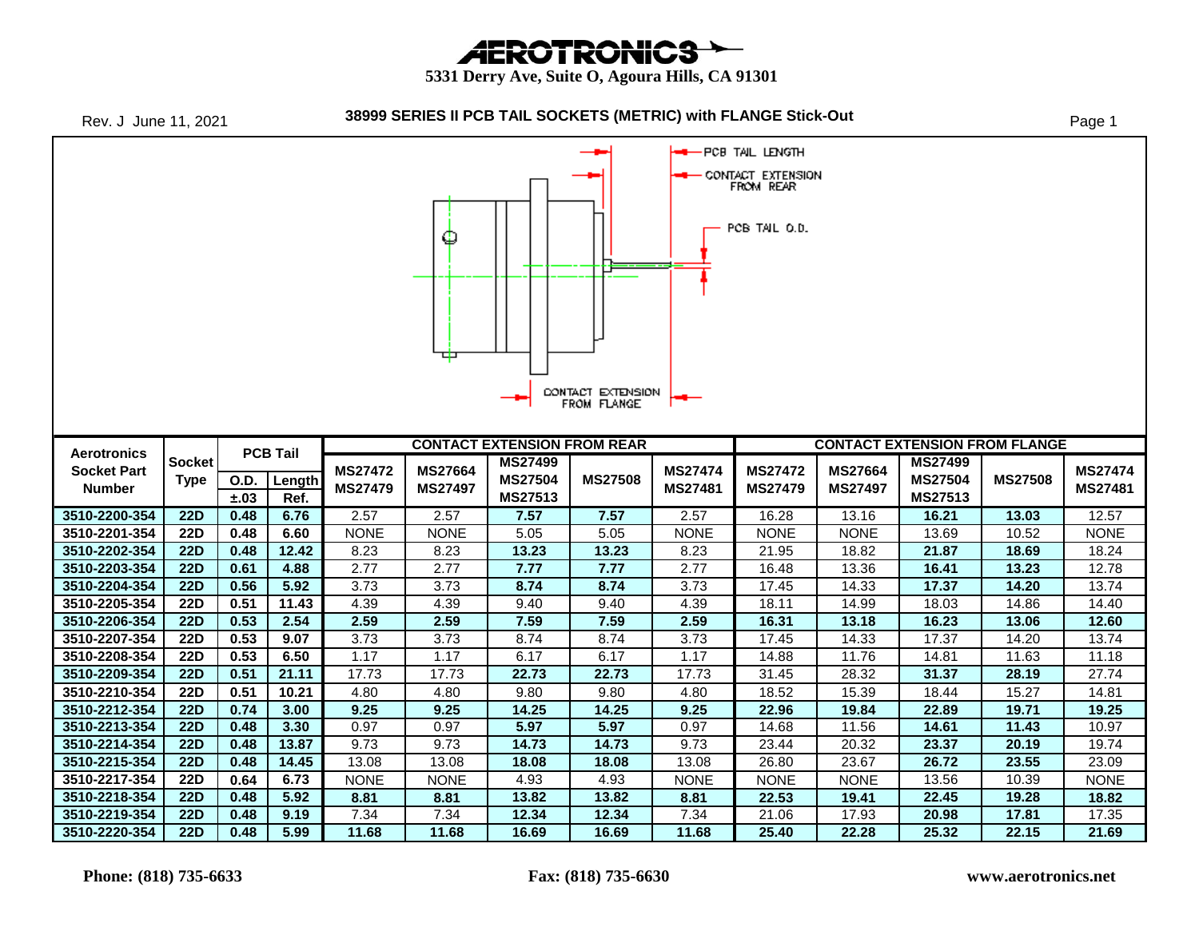# AEROTRONICS

**5331 Derry Ave, Suite O, Agoura Hills, CA 91301**

Rev. J June 11, 2021

## 38999 SERIES II PCB TAIL SOCKETS (METRIC) with FLANGE Stick-Out

PCB TAIL LENGTH

CONTACT EXTENSION FROM REAR

PCB TAIL O.D.

CONTACT EXTENSION FROM FLANGE

| Aerotronics Socket Part Number | Socket Type | PCB Tail | | CONTACT EXTENSION FROM REAR | | | | | CONTACT EXTENSION FROM FLANGE | | | | |
|---|---|---|---|---|---|---|---|---|---|---|---|---|---|
| | | O.D. ±.03 | Length Ref. | MS27472 MS27479 | MS27664 MS27497 | MS27499 MS27504 MS27513 | MS27508 | MS27474 MS27481 | MS27472 MS27479 | MS27664 MS27497 | MS27499 MS27504 MS27513 | MS27508 | MS27474 MS27481 |
| 3510-2200-354 | 22D | 0.48 | 6.76 | 2.57 | 2.57 | 7.57 | 7.57 | 2.57 | 16.28 | 13.16 | 16.21 | 13.03 | 12.57 |
| 3510-2201-354 | 22D | 0.48 | 6.60 | NONE | NONE | 5.05 | 5.05 | NONE | NONE | NONE | 13.69 | 10.52 | NONE |
| 3510-2202-354 | 22D | 0.48 | 12.42 | 8.23 | 8.23 | 13.23 | 13.23 | 8.23 | 21.95 | 18.82 | 21.87 | 18.69 | 18.24 |
| 3510-2203-354 | 22D | 0.61 | 4.88 | 2.77 | 2.77 | 7.77 | 7.77 | 2.77 | 16.48 | 13.36 | 16.41 | 13.23 | 12.78 |
| 3510-2204-354 | 22D | 0.56 | 5.92 | 3.73 | 3.73 | 8.74 | 8.74 | 3.73 | 17.45 | 14.33 | 17.37 | 14.20 | 13.74 |
| 3510-2205-354 | 22D | 0.51 | 11.43 | 4.39 | 4.39 | 9.40 | 9.40 | 4.39 | 18.11 | 14.99 | 18.03 | 14.86 | 14.40 |
| 3510-2206-354 | 22D | 0.53 | 2.54 | 2.59 | 2.59 | 7.59 | 7.59 | 2.59 | 16.31 | 13.18 | 16.23 | 13.06 | 12.60 |
| 3510-2207-354 | 22D | 0.53 | 9.07 | 3.73 | 3.73 | 8.74 | 8.74 | 3.73 | 17.45 | 14.33 | 17.37 | 14.20 | 13.74 |
| 3510-2208-354 | 22D | 0.53 | 6.50 | 1.17 | 1.17 | 6.17 | 6.17 | 1.17 | 14.88 | 11.76 | 14.81 | 11.63 | 11.18 |
| 3510-2209-354 | 22D | 0.51 | 21.11 | 17.73 | 17.73 | 22.73 | 22.73 | 17.73 | 31.45 | 28.32 | 31.37 | 28.19 | 27.74 |
| 3510-2210-354 | 22D | 0.51 | 10.21 | 4.80 | 4.80 | 9.80 | 9.80 | 4.80 | 18.52 | 15.39 | 18.44 | 15.27 | 14.81 |
| 3510-2212-354 | 22D | 0.74 | 3.00 | 9.25 | 9.25 | 14.25 | 14.25 | 9.25 | 22.96 | 19.84 | 22.89 | 19.71 | 19.25 |
| 3510-2213-354 | 22D | 0.48 | 3.30 | 0.97 | 0.97 | 5.97 | 5.97 | 0.97 | 14.68 | 11.56 | 14.61 | 11.43 | 10.97 |
| 3510-2214-354 | 22D | 0.48 | 13.87 | 9.73 | 9.73 | 14.73 | 14.73 | 9.73 | 23.44 | 20.32 | 23.37 | 20.19 | 19.74 |
| 3510-2215-354 | 22D | 0.48 | 14.45 | 13.08 | 13.08 | 18.08 | 18.08 | 13.08 | 26.80 | 23.67 | 26.72 | 23.55 | 23.09 |
| 3510-2217-354 | 22D | 0.64 | 6.73 | NONE | NONE | 4.93 | 4.93 | NONE | NONE | NONE | 13.56 | 10.39 | NONE |
| 3510-2218-354 | 22D | 0.48 | 5.92 | 8.81 | 8.81 | 13.82 | 13.82 | 8.81 | 22.53 | 19.41 | 22.45 | 19.28 | 18.82 |
| 3510-2219-354 | 22D | 0.48 | 9.19 | 7.34 | 7.34 | 12.34 | 12.34 | 7.34 | 21.06 | 17.93 | 20.98 | 17.81 | 17.35 |
| 3510-2220-354 | 22D | 0.48 | 5.99 | 11.68 | 11.68 | 16.69 | 16.69 | 11.68 | 25.40 | 22.28 | 25.32 | 22.15 | 21.69 |

**Phone: (818) 735-6633** **Fax: (818) 735-6630** **www.aerotronics.net**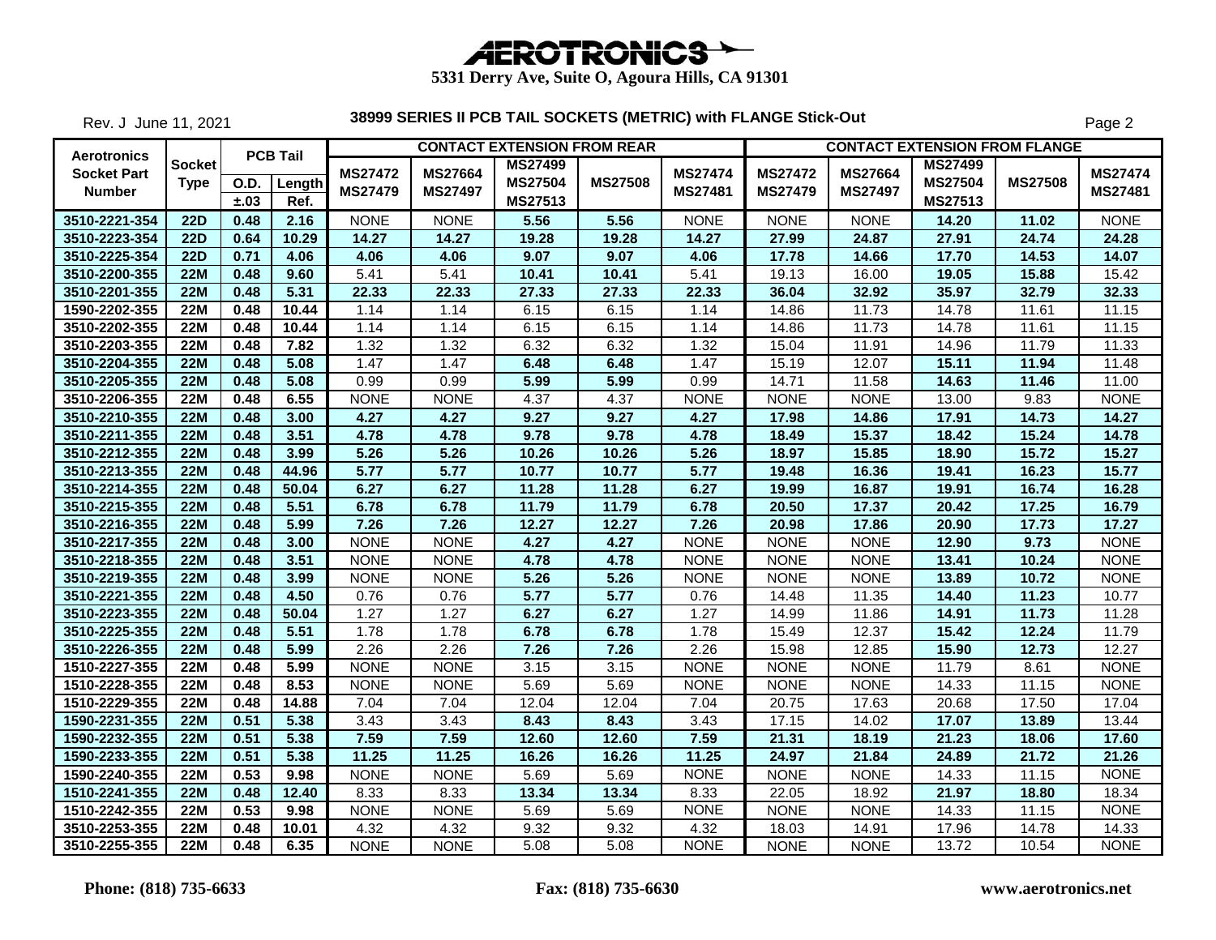# AEROTRONICS

**5331 Derry Ave, Suite O, Agoura Hills, CA 91301**

Rev. J June 11, 2021

## 38999 SERIES II PCB TAIL SOCKETS (METRIC) with FLANGE Stick-Out

| Aerotronics Socket Part Number | Socket Type | PCB Tail | | CONTACT EXTENSION FROM REAR | | | | | CONTACT EXTENSION FROM FLANGE | | | | |
|---|---|---|---|---|---|---|---|---|---|---|---|---|---|
| | | O.D. ±.03 | Length Ref. | MS27472 MS27479 | MS27664 MS27497 | MS27499 MS27504 MS27513 | MS27508 | MS27474 MS27481 | MS27472 MS27479 | MS27664 MS27497 | MS27499 MS27504 MS27513 | MS27508 | MS27474 MS27481 |
| 3510-2221-354 | 22D | 0.48 | 2.16 | NONE | NONE | 5.56 | 5.56 | NONE | NONE | NONE | 14.20 | 11.02 | NONE |
| 3510-2223-354 | 22D | 0.64 | 10.29 | 14.27 | 14.27 | 19.28 | 19.28 | 14.27 | 27.99 | 24.87 | 27.91 | 24.74 | 24.28 |
| 3510-2225-354 | 22D | 0.71 | 4.06 | 4.06 | 4.06 | 9.07 | 9.07 | 4.06 | 17.78 | 14.66 | 17.70 | 14.53 | 14.07 |
| 3510-2200-355 | 22M | 0.48 | 9.60 | 5.41 | 5.41 | 10.41 | 10.41 | 5.41 | 19.13 | 16.00 | 19.05 | 15.88 | 15.42 |
| 3510-2201-355 | 22M | 0.48 | 5.31 | 22.33 | 22.33 | 27.33 | 27.33 | 22.33 | 36.04 | 32.92 | 35.97 | 32.79 | 32.33 |
| 1590-2202-355 | 22M | 0.48 | 10.44 | 1.14 | 1.14 | 6.15 | 6.15 | 1.14 | 14.86 | 11.73 | 14.78 | 11.61 | 11.15 |
| 3510-2202-355 | 22M | 0.48 | 10.44 | 1.14 | 1.14 | 6.15 | 6.15 | 1.14 | 14.86 | 11.73 | 14.78 | 11.61 | 11.15 |
| 3510-2203-355 | 22M | 0.48 | 7.82 | 1.32 | 1.32 | 6.32 | 6.32 | 1.32 | 15.04 | 11.91 | 14.96 | 11.79 | 11.33 |
| 3510-2204-355 | 22M | 0.48 | 5.08 | 1.47 | 1.47 | 6.48 | 6.48 | 1.47 | 15.19 | 12.07 | 15.11 | 11.94 | 11.48 |
| 3510-2205-355 | 22M | 0.48 | 5.08 | 0.99 | 0.99 | 5.99 | 5.99 | 0.99 | 14.71 | 11.58 | 14.63 | 11.46 | 11.00 |
| 3510-2206-355 | 22M | 0.48 | 6.55 | NONE | NONE | 4.37 | 4.37 | NONE | NONE | NONE | 13.00 | 9.83 | NONE |
| 3510-2210-355 | 22M | 0.48 | 3.00 | 4.27 | 4.27 | 9.27 | 9.27 | 4.27 | 17.98 | 14.86 | 17.91 | 14.73 | 14.27 |
| 3510-2211-355 | 22M | 0.48 | 3.51 | 4.78 | 4.78 | 9.78 | 9.78 | 4.78 | 18.49 | 15.37 | 18.42 | 15.24 | 14.78 |
| 3510-2212-355 | 22M | 0.48 | 3.99 | 5.26 | 5.26 | 10.26 | 10.26 | 5.26 | 18.97 | 15.85 | 18.90 | 15.72 | 15.27 |
| 3510-2213-355 | 22M | 0.48 | 44.96 | 5.77 | 5.77 | 10.77 | 10.77 | 5.77 | 19.48 | 16.36 | 19.41 | 16.23 | 15.77 |
| 3510-2214-355 | 22M | 0.48 | 50.04 | 6.27 | 6.27 | 11.28 | 11.28 | 6.27 | 19.99 | 16.87 | 19.91 | 16.74 | 16.28 |
| 3510-2215-355 | 22M | 0.48 | 5.51 | 6.78 | 6.78 | 11.79 | 11.79 | 6.78 | 20.50 | 17.37 | 20.42 | 17.25 | 16.79 |
| 3510-2216-355 | 22M | 0.48 | 5.99 | 7.26 | 7.26 | 12.27 | 12.27 | 7.26 | 20.98 | 17.86 | 20.90 | 17.73 | 17.27 |
| 3510-2217-355 | 22M | 0.48 | 3.00 | NONE | NONE | 4.27 | 4.27 | NONE | NONE | NONE | 12.90 | 9.73 | NONE |
| 3510-2218-355 | 22M | 0.48 | 3.51 | NONE | NONE | 4.78 | 4.78 | NONE | NONE | NONE | 13.41 | 10.24 | NONE |
| 3510-2219-355 | 22M | 0.48 | 3.99 | NONE | NONE | 5.26 | 5.26 | NONE | NONE | NONE | 13.89 | 10.72 | NONE |
| 3510-2221-355 | 22M | 0.48 | 4.50 | 0.76 | 0.76 | 5.77 | 5.77 | 0.76 | 14.48 | 11.35 | 14.40 | 11.23 | 10.77 |
| 3510-2223-355 | 22M | 0.48 | 50.04 | 1.27 | 1.27 | 6.27 | 6.27 | 1.27 | 14.99 | 11.86 | 14.91 | 11.73 | 11.28 |
| 3510-2225-355 | 22M | 0.48 | 5.51 | 1.78 | 1.78 | 6.78 | 6.78 | 1.78 | 15.49 | 12.37 | 15.42 | 12.24 | 11.79 |
| 3510-2226-355 | 22M | 0.48 | 5.99 | 2.26 | 2.26 | 7.26 | 7.26 | 2.26 | 15.98 | 12.85 | 15.90 | 12.73 | 12.27 |
| 1510-2227-355 | 22M | 0.48 | 5.99 | NONE | NONE | 3.15 | 3.15 | NONE | NONE | NONE | 11.79 | 8.61 | NONE |
| 1510-2228-355 | 22M | 0.48 | 8.53 | NONE | NONE | 5.69 | 5.69 | NONE | NONE | NONE | 14.33 | 11.15 | NONE |
| 1510-2229-355 | 22M | 0.48 | 14.88 | 7.04 | 7.04 | 12.04 | 12.04 | 7.04 | 20.75 | 17.63 | 20.68 | 17.50 | 17.04 |
| 1590-2231-355 | 22M | 0.51 | 5.38 | 3.43 | 3.43 | 8.43 | 8.43 | 3.43 | 17.15 | 14.02 | 17.07 | 13.89 | 13.44 |
| 1590-2232-355 | 22M | 0.51 | 5.38 | 7.59 | 7.59 | 12.60 | 12.60 | 7.59 | 21.31 | 18.19 | 21.23 | 18.06 | 17.60 |
| 1590-2233-355 | 22M | 0.51 | 5.38 | 11.25 | 11.25 | 16.26 | 16.26 | 11.25 | 24.97 | 21.84 | 24.89 | 21.72 | 21.26 |
| 1590-2240-355 | 22M | 0.53 | 9.98 | NONE | NONE | 5.69 | 5.69 | NONE | NONE | NONE | 14.33 | 11.15 | NONE |
| 1510-2241-355 | 22M | 0.48 | 12.40 | 8.33 | 8.33 | 13.34 | 13.34 | 8.33 | 22.05 | 18.92 | 21.97 | 18.80 | 18.34 |
| 1510-2242-355 | 22M | 0.53 | 9.98 | NONE | NONE | 5.69 | 5.69 | NONE | NONE | NONE | 14.33 | 11.15 | NONE |
| 3510-2253-355 | 22M | 0.48 | 10.01 | 4.32 | 4.32 | 9.32 | 9.32 | 4.32 | 18.03 | 14.91 | 17.96 | 14.78 | 14.33 |
| 3510-2255-355 | 22M | 0.48 | 6.35 | NONE | NONE | 5.08 | 5.08 | NONE | NONE | NONE | 13.72 | 10.54 | NONE |

**Phone: (818) 735-6633** **Fax: (818) 735-6630** **www.aerotronics.net**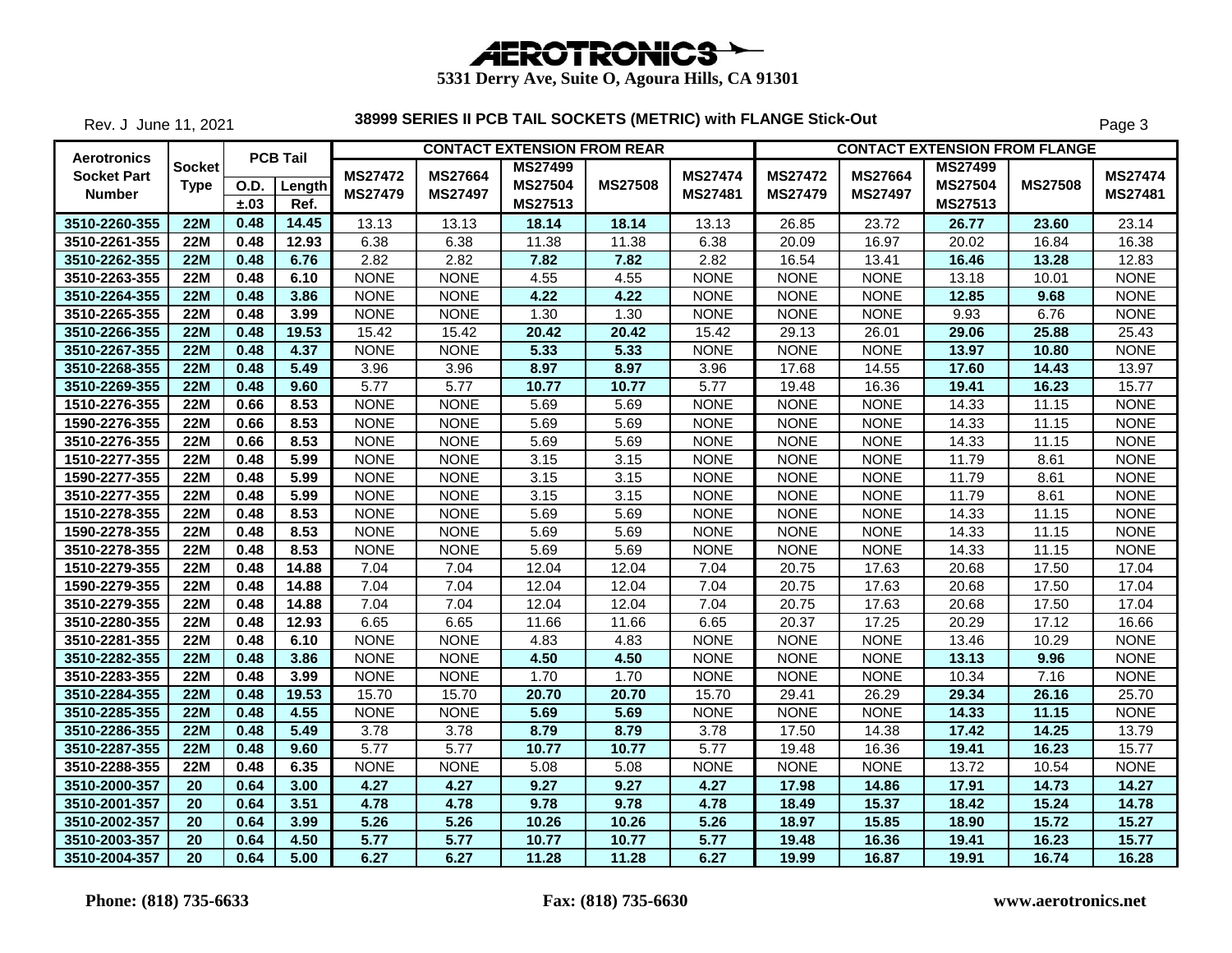# AEROTRONICS

**5331 Derry Ave, Suite O, Agoura Hills, CA 91301**

Rev. J June 11, 2021

## 38999 SERIES II PCB TAIL SOCKETS (METRIC) with FLANGE Stick-Out

| Aerotronics Socket Part Number | Socket Type | PCB Tail | | CONTACT EXTENSION FROM REAR | | | | | CONTACT EXTENSION FROM FLANGE | | | | |
|---|---|---|---|---|---|---|---|---|---|---|---|---|---|
| | | O.D. ±.03 | Length Ref. | MS27472 MS27479 | MS27664 MS27497 | MS27499 MS27504 MS27513 | MS27508 | MS27474 MS27481 | MS27472 MS27479 | MS27664 MS27497 | MS27499 MS27504 MS27513 | MS27508 | MS27474 MS27481 |
| 3510-2260-355 | 22M | 0.48 | 14.45 | 13.13 | 13.13 | 18.14 | 18.14 | 13.13 | 26.85 | 23.72 | 26.77 | 23.60 | 23.14 |
| 3510-2261-355 | 22M | 0.48 | 12.93 | 6.38 | 6.38 | 11.38 | 11.38 | 6.38 | 20.09 | 16.97 | 20.02 | 16.84 | 16.38 |
| 3510-2262-355 | 22M | 0.48 | 6.76 | 2.82 | 2.82 | 7.82 | 7.82 | 2.82 | 16.54 | 13.41 | 16.46 | 13.28 | 12.83 |
| 3510-2263-355 | 22M | 0.48 | 6.10 | NONE | NONE | 4.55 | 4.55 | NONE | NONE | NONE | 13.18 | 10.01 | NONE |
| 3510-2264-355 | 22M | 0.48 | 3.86 | NONE | NONE | 4.22 | 4.22 | NONE | NONE | NONE | 12.85 | 9.68 | NONE |
| 3510-2265-355 | 22M | 0.48 | 3.99 | NONE | NONE | 1.30 | 1.30 | NONE | NONE | NONE | 9.93 | 6.76 | NONE |
| 3510-2266-355 | 22M | 0.48 | 19.53 | 15.42 | 15.42 | 20.42 | 20.42 | 15.42 | 29.13 | 26.01 | 29.06 | 25.88 | 25.43 |
| 3510-2267-355 | 22M | 0.48 | 4.37 | NONE | NONE | 5.33 | 5.33 | NONE | NONE | NONE | 13.97 | 10.80 | NONE |
| 3510-2268-355 | 22M | 0.48 | 5.49 | 3.96 | 3.96 | 8.97 | 8.97 | 3.96 | 17.68 | 14.55 | 17.60 | 14.43 | 13.97 |
| 3510-2269-355 | 22M | 0.48 | 9.60 | 5.77 | 5.77 | 10.77 | 10.77 | 5.77 | 19.48 | 16.36 | 19.41 | 16.23 | 15.77 |
| 1510-2276-355 | 22M | 0.66 | 8.53 | NONE | NONE | 5.69 | 5.69 | NONE | NONE | NONE | 14.33 | 11.15 | NONE |
| 1590-2276-355 | 22M | 0.66 | 8.53 | NONE | NONE | 5.69 | 5.69 | NONE | NONE | NONE | 14.33 | 11.15 | NONE |
| 3510-2276-355 | 22M | 0.66 | 8.53 | NONE | NONE | 5.69 | 5.69 | NONE | NONE | NONE | 14.33 | 11.15 | NONE |
| 1510-2277-355 | 22M | 0.48 | 5.99 | NONE | NONE | 3.15 | 3.15 | NONE | NONE | NONE | 11.79 | 8.61 | NONE |
| 1590-2277-355 | 22M | 0.48 | 5.99 | NONE | NONE | 3.15 | 3.15 | NONE | NONE | NONE | 11.79 | 8.61 | NONE |
| 3510-2277-355 | 22M | 0.48 | 5.99 | NONE | NONE | 3.15 | 3.15 | NONE | NONE | NONE | 11.79 | 8.61 | NONE |
| 1510-2278-355 | 22M | 0.48 | 8.53 | NONE | NONE | 5.69 | 5.69 | NONE | NONE | NONE | 14.33 | 11.15 | NONE |
| 1590-2278-355 | 22M | 0.48 | 8.53 | NONE | NONE | 5.69 | 5.69 | NONE | NONE | NONE | 14.33 | 11.15 | NONE |
| 3510-2278-355 | 22M | 0.48 | 8.53 | NONE | NONE | 5.69 | 5.69 | NONE | NONE | NONE | 14.33 | 11.15 | NONE |
| 1510-2279-355 | 22M | 0.48 | 14.88 | 7.04 | 7.04 | 12.04 | 12.04 | 7.04 | 20.75 | 17.63 | 20.68 | 17.50 | 17.04 |
| 1590-2279-355 | 22M | 0.48 | 14.88 | 7.04 | 7.04 | 12.04 | 12.04 | 7.04 | 20.75 | 17.63 | 20.68 | 17.50 | 17.04 |
| 3510-2279-355 | 22M | 0.48 | 14.88 | 7.04 | 7.04 | 12.04 | 12.04 | 7.04 | 20.75 | 17.63 | 20.68 | 17.50 | 17.04 |
| 3510-2280-355 | 22M | 0.48 | 12.93 | 6.65 | 6.65 | 11.66 | 11.66 | 6.65 | 20.37 | 17.25 | 20.29 | 17.12 | 16.66 |
| 3510-2281-355 | 22M | 0.48 | 6.10 | NONE | NONE | 4.83 | 4.83 | NONE | NONE | NONE | 13.46 | 10.29 | NONE |
| 3510-2282-355 | 22M | 0.48 | 3.86 | NONE | NONE | 4.50 | 4.50 | NONE | NONE | NONE | 13.13 | 9.96 | NONE |
| 3510-2283-355 | 22M | 0.48 | 3.99 | NONE | NONE | 1.70 | 1.70 | NONE | NONE | NONE | 10.34 | 7.16 | NONE |
| 3510-2284-355 | 22M | 0.48 | 19.53 | 15.70 | 15.70 | 20.70 | 20.70 | 15.70 | 29.41 | 26.29 | 29.34 | 26.16 | 25.70 |
| 3510-2285-355 | 22M | 0.48 | 4.55 | NONE | NONE | 5.69 | 5.69 | NONE | NONE | NONE | 14.33 | 11.15 | NONE |
| 3510-2286-355 | 22M | 0.48 | 5.49 | 3.78 | 3.78 | 8.79 | 8.79 | 3.78 | 17.50 | 14.38 | 17.42 | 14.25 | 13.79 |
| 3510-2287-355 | 22M | 0.48 | 9.60 | 5.77 | 5.77 | 10.77 | 10.77 | 5.77 | 19.48 | 16.36 | 19.41 | 16.23 | 15.77 |
| 3510-2288-355 | 22M | 0.48 | 6.35 | NONE | NONE | 5.08 | 5.08 | NONE | NONE | NONE | 13.72 | 10.54 | NONE |
| 3510-2000-357 | 20 | 0.64 | 3.00 | 4.27 | 4.27 | 9.27 | 9.27 | 4.27 | 17.98 | 14.86 | 17.91 | 14.73 | 14.27 |
| 3510-2001-357 | 20 | 0.64 | 3.51 | 4.78 | 4.78 | 9.78 | 9.78 | 4.78 | 18.49 | 15.37 | 18.42 | 15.24 | 14.78 |
| 3510-2002-357 | 20 | 0.64 | 3.99 | 5.26 | 5.26 | 10.26 | 10.26 | 5.26 | 18.97 | 15.85 | 18.90 | 15.72 | 15.27 |
| 3510-2003-357 | 20 | 0.64 | 4.50 | 5.77 | 5.77 | 10.77 | 10.77 | 5.77 | 19.48 | 16.36 | 19.41 | 16.23 | 15.77 |
| 3510-2004-357 | 20 | 0.64 | 5.00 | 6.27 | 6.27 | 11.28 | 11.28 | 6.27 | 19.99 | 16.87 | 19.91 | 16.74 | 16.28 |

**Phone: (818) 735-6633** **Fax: (818) 735-6630** **www.aerotronics.net**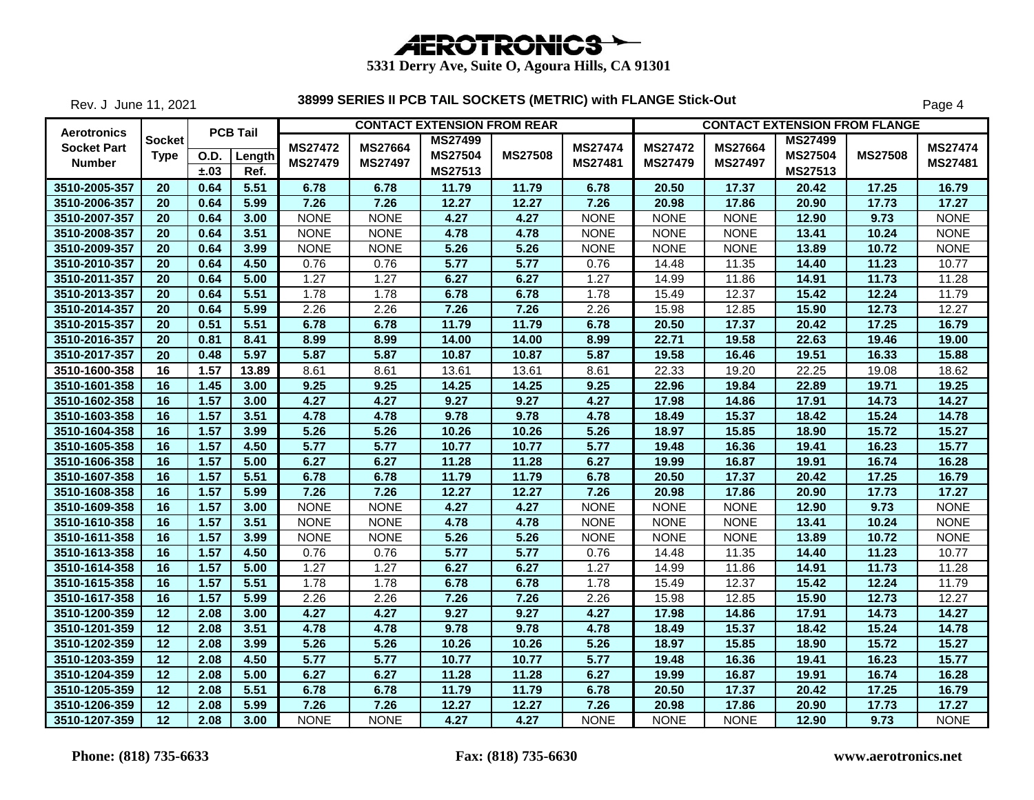# AEROTRONICS

**5331 Derry Ave, Suite O, Agoura Hills, CA 91301**

Rev. J June 11, 2021

## 38999 SERIES II PCB TAIL SOCKETS (METRIC) with FLANGE Stick-Out

| Aerotronics Socket Part Number | Socket Type | PCB Tail | | CONTACT EXTENSION FROM REAR | | | | | CONTACT EXTENSION FROM FLANGE | | | | |
|---|---|---|---|---|---|---|---|---|---|---|---|---|---|
| | | O.D. ±.03 | Length Ref. | MS27472 MS27479 | MS27664 MS27497 | MS27499 MS27504 MS27513 | MS27508 | MS27474 MS27481 | MS27472 MS27479 | MS27664 MS27497 | MS27499 MS27504 MS27513 | MS27508 | MS27474 MS27481 |
| 3510-2005-357 | 20 | 0.64 | 5.51 | 6.78 | 6.78 | 11.79 | 11.79 | 6.78 | 20.50 | 17.37 | 20.42 | 17.25 | 16.79 |
| 3510-2006-357 | 20 | 0.64 | 5.99 | 7.26 | 7.26 | 12.27 | 12.27 | 7.26 | 20.98 | 17.86 | 20.90 | 17.73 | 17.27 |
| 3510-2007-357 | 20 | 0.64 | 3.00 | NONE | NONE | 4.27 | 4.27 | NONE | NONE | NONE | 12.90 | 9.73 | NONE |
| 3510-2008-357 | 20 | 0.64 | 3.51 | NONE | NONE | 4.78 | 4.78 | NONE | NONE | NONE | 13.41 | 10.24 | NONE |
| 3510-2009-357 | 20 | 0.64 | 3.99 | NONE | NONE | 5.26 | 5.26 | NONE | NONE | NONE | 13.89 | 10.72 | NONE |
| 3510-2010-357 | 20 | 0.64 | 4.50 | 0.76 | 0.76 | 5.77 | 5.77 | 0.76 | 14.48 | 11.35 | 14.40 | 11.23 | 10.77 |
| 3510-2011-357 | 20 | 0.64 | 5.00 | 1.27 | 1.27 | 6.27 | 6.27 | 1.27 | 14.99 | 11.86 | 14.91 | 11.73 | 11.28 |
| 3510-2013-357 | 20 | 0.64 | 5.51 | 1.78 | 1.78 | 6.78 | 6.78 | 1.78 | 15.49 | 12.37 | 15.42 | 12.24 | 11.79 |
| 3510-2014-357 | 20 | 0.64 | 5.99 | 2.26 | 2.26 | 7.26 | 7.26 | 2.26 | 15.98 | 12.85 | 15.90 | 12.73 | 12.27 |
| 3510-2015-357 | 20 | 0.51 | 5.51 | 6.78 | 6.78 | 11.79 | 11.79 | 6.78 | 20.50 | 17.37 | 20.42 | 17.25 | 16.79 |
| 3510-2016-357 | 20 | 0.81 | 8.41 | 8.99 | 8.99 | 14.00 | 14.00 | 8.99 | 22.71 | 19.58 | 22.63 | 19.46 | 19.00 |
| 3510-2017-357 | 20 | 0.48 | 5.97 | 5.87 | 5.87 | 10.87 | 10.87 | 5.87 | 19.58 | 16.46 | 19.51 | 16.33 | 15.88 |
| 3510-1600-358 | 16 | 1.57 | 13.89 | 8.61 | 8.61 | 13.61 | 13.61 | 8.61 | 22.33 | 19.20 | 22.25 | 19.08 | 18.62 |
| 3510-1601-358 | 16 | 1.45 | 3.00 | 9.25 | 9.25 | 14.25 | 14.25 | 9.25 | 22.96 | 19.84 | 22.89 | 19.71 | 19.25 |
| 3510-1602-358 | 16 | 1.57 | 3.00 | 4.27 | 4.27 | 9.27 | 9.27 | 4.27 | 17.98 | 14.86 | 17.91 | 14.73 | 14.27 |
| 3510-1603-358 | 16 | 1.57 | 3.51 | 4.78 | 4.78 | 9.78 | 9.78 | 4.78 | 18.49 | 15.37 | 18.42 | 15.24 | 14.78 |
| 3510-1604-358 | 16 | 1.57 | 3.99 | 5.26 | 5.26 | 10.26 | 10.26 | 5.26 | 18.97 | 15.85 | 18.90 | 15.72 | 15.27 |
| 3510-1605-358 | 16 | 1.57 | 4.50 | 5.77 | 5.77 | 10.77 | 10.77 | 5.77 | 19.48 | 16.36 | 19.41 | 16.23 | 15.77 |
| 3510-1606-358 | 16 | 1.57 | 5.00 | 6.27 | 6.27 | 11.28 | 11.28 | 6.27 | 19.99 | 16.87 | 19.91 | 16.74 | 16.28 |
| 3510-1607-358 | 16 | 1.57 | 5.51 | 6.78 | 6.78 | 11.79 | 11.79 | 6.78 | 20.50 | 17.37 | 20.42 | 17.25 | 16.79 |
| 3510-1608-358 | 16 | 1.57 | 5.99 | 7.26 | 7.26 | 12.27 | 12.27 | 7.26 | 20.98 | 17.86 | 20.90 | 17.73 | 17.27 |
| 3510-1609-358 | 16 | 1.57 | 3.00 | NONE | NONE | 4.27 | 4.27 | NONE | NONE | NONE | 12.90 | 9.73 | NONE |
| 3510-1610-358 | 16 | 1.57 | 3.51 | NONE | NONE | 4.78 | 4.78 | NONE | NONE | NONE | 13.41 | 10.24 | NONE |
| 3510-1611-358 | 16 | 1.57 | 3.99 | NONE | NONE | 5.26 | 5.26 | NONE | NONE | NONE | 13.89 | 10.72 | NONE |
| 3510-1613-358 | 16 | 1.57 | 4.50 | 0.76 | 0.76 | 5.77 | 5.77 | 0.76 | 14.48 | 11.35 | 14.40 | 11.23 | 10.77 |
| 3510-1614-358 | 16 | 1.57 | 5.00 | 1.27 | 1.27 | 6.27 | 6.27 | 1.27 | 14.99 | 11.86 | 14.91 | 11.73 | 11.28 |
| 3510-1615-358 | 16 | 1.57 | 5.51 | 1.78 | 1.78 | 6.78 | 6.78 | 1.78 | 15.49 | 12.37 | 15.42 | 12.24 | 11.79 |
| 3510-1617-358 | 16 | 1.57 | 5.99 | 2.26 | 2.26 | 7.26 | 7.26 | 2.26 | 15.98 | 12.85 | 15.90 | 12.73 | 12.27 |
| 3510-1200-359 | 12 | 2.08 | 3.00 | 4.27 | 4.27 | 9.27 | 9.27 | 4.27 | 17.98 | 14.86 | 17.91 | 14.73 | 14.27 |
| 3510-1201-359 | 12 | 2.08 | 3.51 | 4.78 | 4.78 | 9.78 | 9.78 | 4.78 | 18.49 | 15.37 | 18.42 | 15.24 | 14.78 |
| 3510-1202-359 | 12 | 2.08 | 3.99 | 5.26 | 5.26 | 10.26 | 10.26 | 5.26 | 18.97 | 15.85 | 18.90 | 15.72 | 15.27 |
| 3510-1203-359 | 12 | 2.08 | 4.50 | 5.77 | 5.77 | 10.77 | 10.77 | 5.77 | 19.48 | 16.36 | 19.41 | 16.23 | 15.77 |
| 3510-1204-359 | 12 | 2.08 | 5.00 | 6.27 | 6.27 | 11.28 | 11.28 | 6.27 | 19.99 | 16.87 | 19.91 | 16.74 | 16.28 |
| 3510-1205-359 | 12 | 2.08 | 5.51 | 6.78 | 6.78 | 11.79 | 11.79 | 6.78 | 20.50 | 17.37 | 20.42 | 17.25 | 16.79 |
| 3510-1206-359 | 12 | 2.08 | 5.99 | 7.26 | 7.26 | 12.27 | 12.27 | 7.26 | 20.98 | 17.86 | 20.90 | 17.73 | 17.27 |
| 3510-1207-359 | 12 | 2.08 | 3.00 | NONE | NONE | 4.27 | 4.27 | NONE | NONE | NONE | 12.90 | 9.73 | NONE |

**Phone: (818) 735-6633** **Fax: (818) 735-6630** **www.aerotronics.net**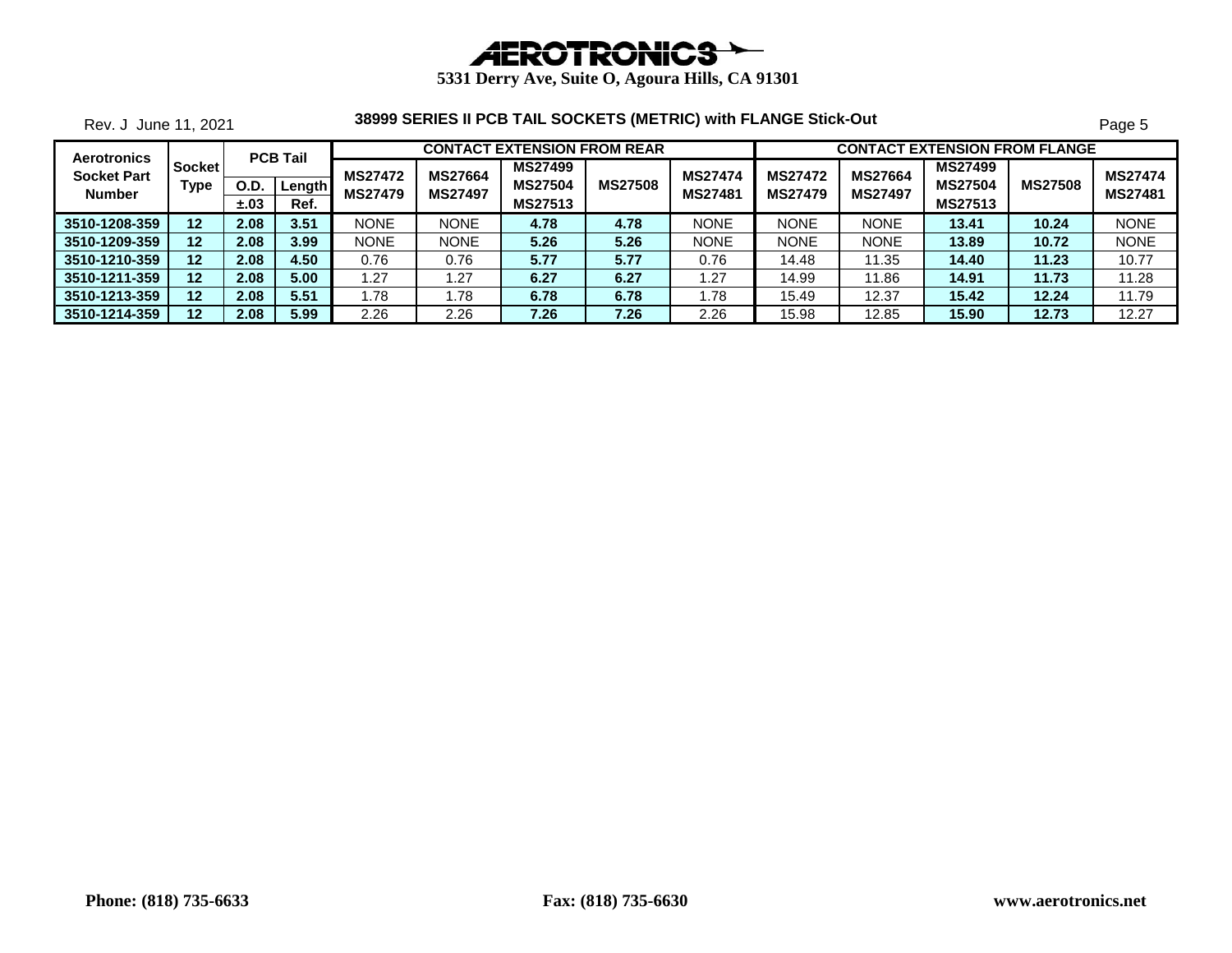# AEROTRONICS

**5331 Derry Ave, Suite O, Agoura Hills, CA 91301**

Rev. J June 11, 2021

## 38999 SERIES II PCB TAIL SOCKETS (METRIC) with FLANGE Stick-Out

| Aerotronics Socket Part Number | Socket Type | PCB Tail | | CONTACT EXTENSION FROM REAR | | | | | CONTACT EXTENSION FROM FLANGE | | | | |
|---|---|---|---|---|---|---|---|---|---|---|---|---|---|
| | | O.D. ±.03 | Length Ref. | MS27472 MS27479 | MS27664 MS27497 | MS27499 MS27504 MS27513 | MS27508 | MS27474 MS27481 | MS27472 MS27479 | MS27664 MS27497 | MS27499 MS27504 MS27513 | MS27508 | MS27474 MS27481 |
| **3510-1208-359** | **12** | **2.08** | **3.51** | NONE | NONE | **4.78** | **4.78** | NONE | NONE | NONE | **13.41** | **10.24** | NONE |
| **3510-1209-359** | **12** | **2.08** | **3.99** | NONE | NONE | **5.26** | **5.26** | NONE | NONE | NONE | **13.89** | **10.72** | NONE |
| **3510-1210-359** | **12** | **2.08** | **4.50** | 0.76 | 0.76 | **5.77** | **5.77** | 0.76 | 14.48 | 11.35 | **14.40** | **11.23** | 10.77 |
| **3510-1211-359** | **12** | **2.08** | **5.00** | 1.27 | 1.27 | **6.27** | **6.27** | 1.27 | 14.99 | 11.86 | **14.91** | **11.73** | 11.28 |
| **3510-1213-359** | **12** | **2.08** | **5.51** | 1.78 | 1.78 | **6.78** | **6.78** | 1.78 | 15.49 | 12.37 | **15.42** | **12.24** | 11.79 |
| **3510-1214-359** | **12** | **2.08** | **5.99** | 2.26 | 2.26 | **7.26** | **7.26** | 2.26 | 15.98 | 12.85 | **15.90** | **12.73** | 12.27 |

**Phone: (818) 735-6633** **Fax: (818) 735-6630** **www.aerotronics.net**